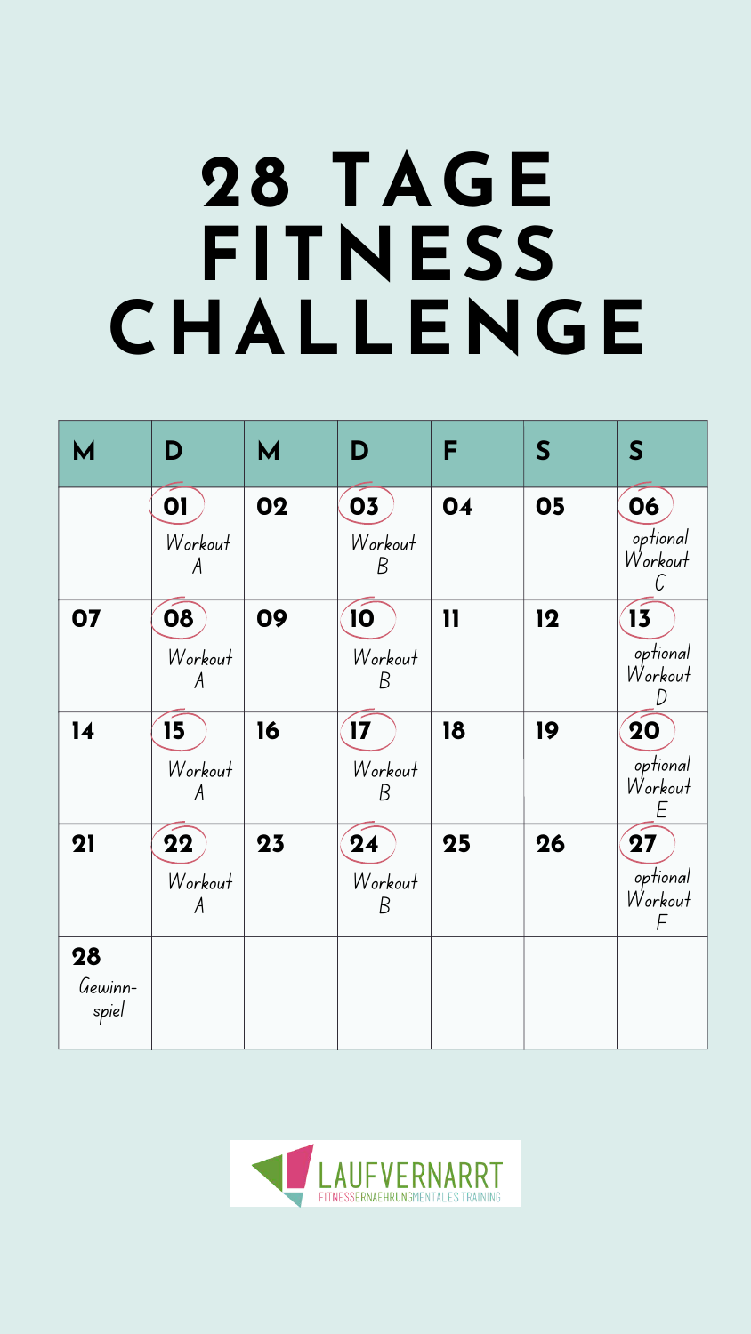# 28 TAGE FITNESS CHALLENGE

| M | D | M | D | F | S | S |
|---|---|---|---|---|---|---|
| | 01 Workout A | 02 | 03 Workout B | 04 | 05 | 06 optional Workout C |
| 07 | 08 Workout A | 09 | 10 Workout B | 11 | 12 | 13 optional Workout D |
| 14 | 15 Workout A | 16 | 17 Workout B | 18 | 19 | 20 optional Workout E |
| 21 | 22 Workout A | 23 | 24 Workout B | 25 | 26 | 27 optional Workout F |
| 28 Gewinn-spiel | | | | | | |

LAUFVERNARRT
FITNESS ERNAEHRUNG MENTALES TRAINING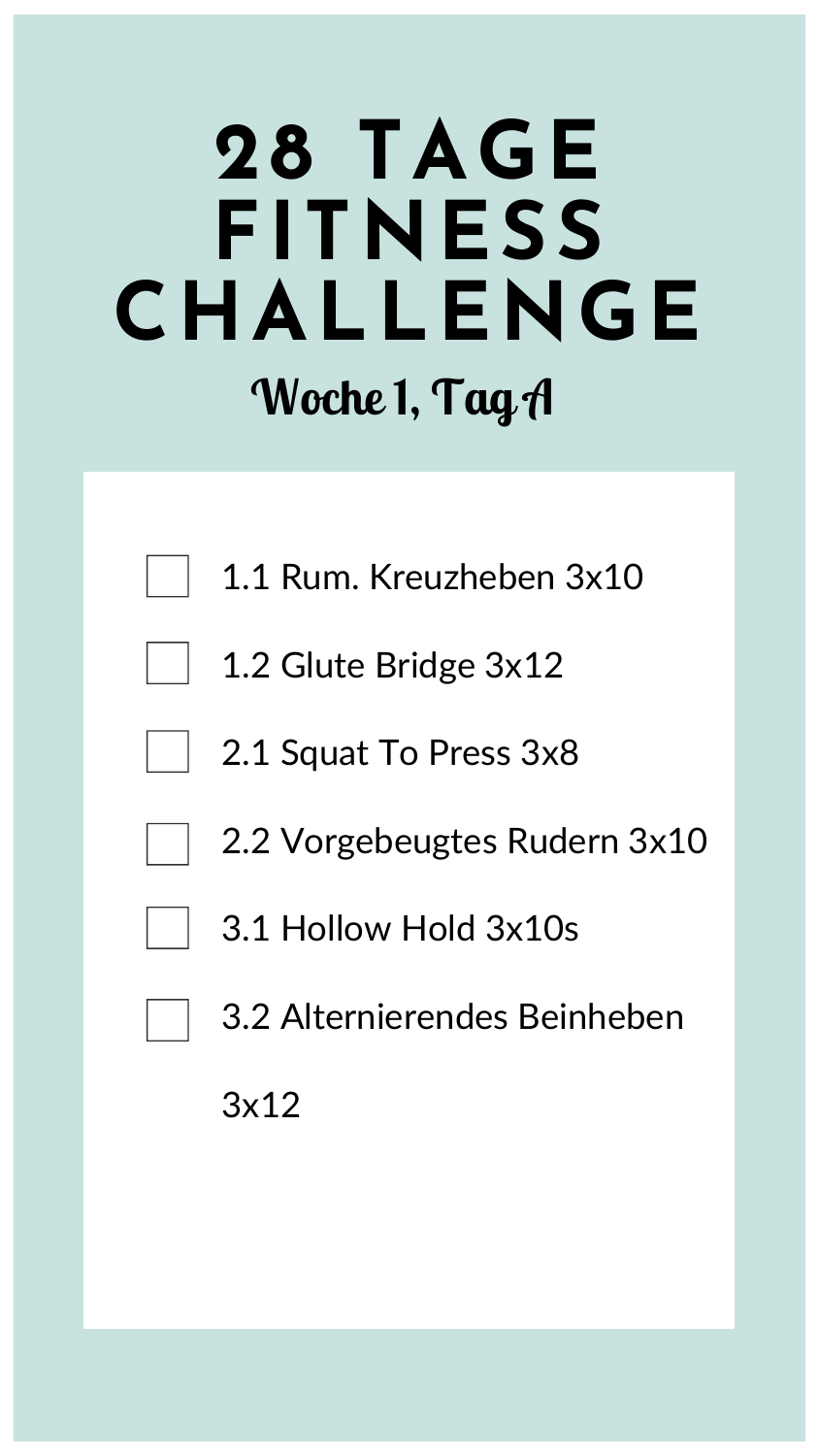# 28 TAGE FITNESS CHALLENGE

## Woche 1, Tag A

- [ ] 1.1 Rum. Kreuzheben 3x10
- [ ] 1.2 Glute Bridge 3x12
- [ ] 2.1 Squat To Press 3x8
- [ ] 2.2 Vorgebeugtes Rudern 3x10
- [ ] 3.1 Hollow Hold 3x10s
- [ ] 3.2 Alternierendes Beinheben 3x12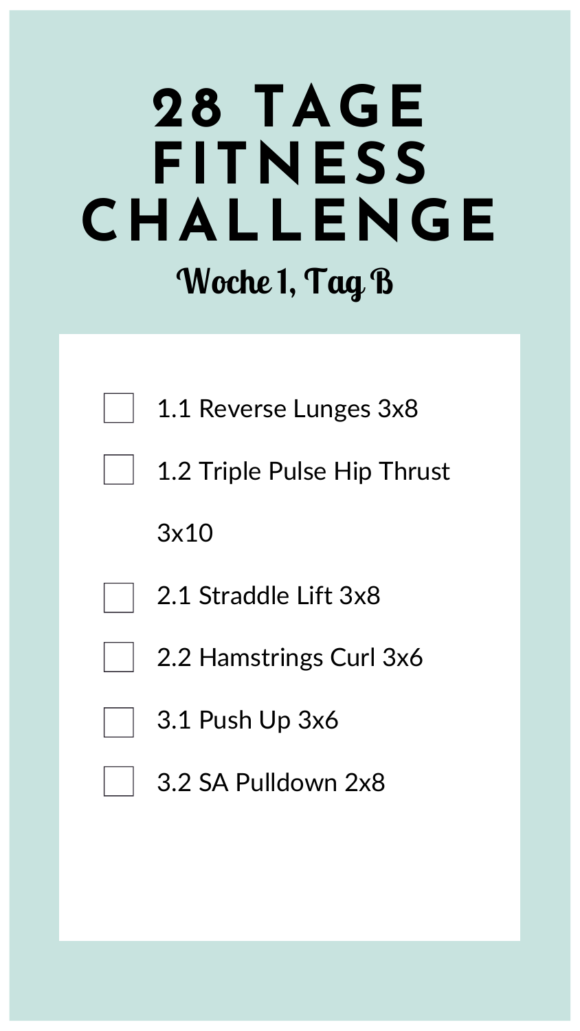# 28 TAGE FITNESS CHALLENGE

## Woche 1, Tag B

- [ ] 1.1 Reverse Lunges 3x8
- [ ] 1.2 Triple Pulse Hip Thrust 3x10
- [ ] 2.1 Straddle Lift 3x8
- [ ] 2.2 Hamstrings Curl 3x6
- [ ] 3.1 Push Up 3x6
- [ ] 3.2 SA Pulldown 2x8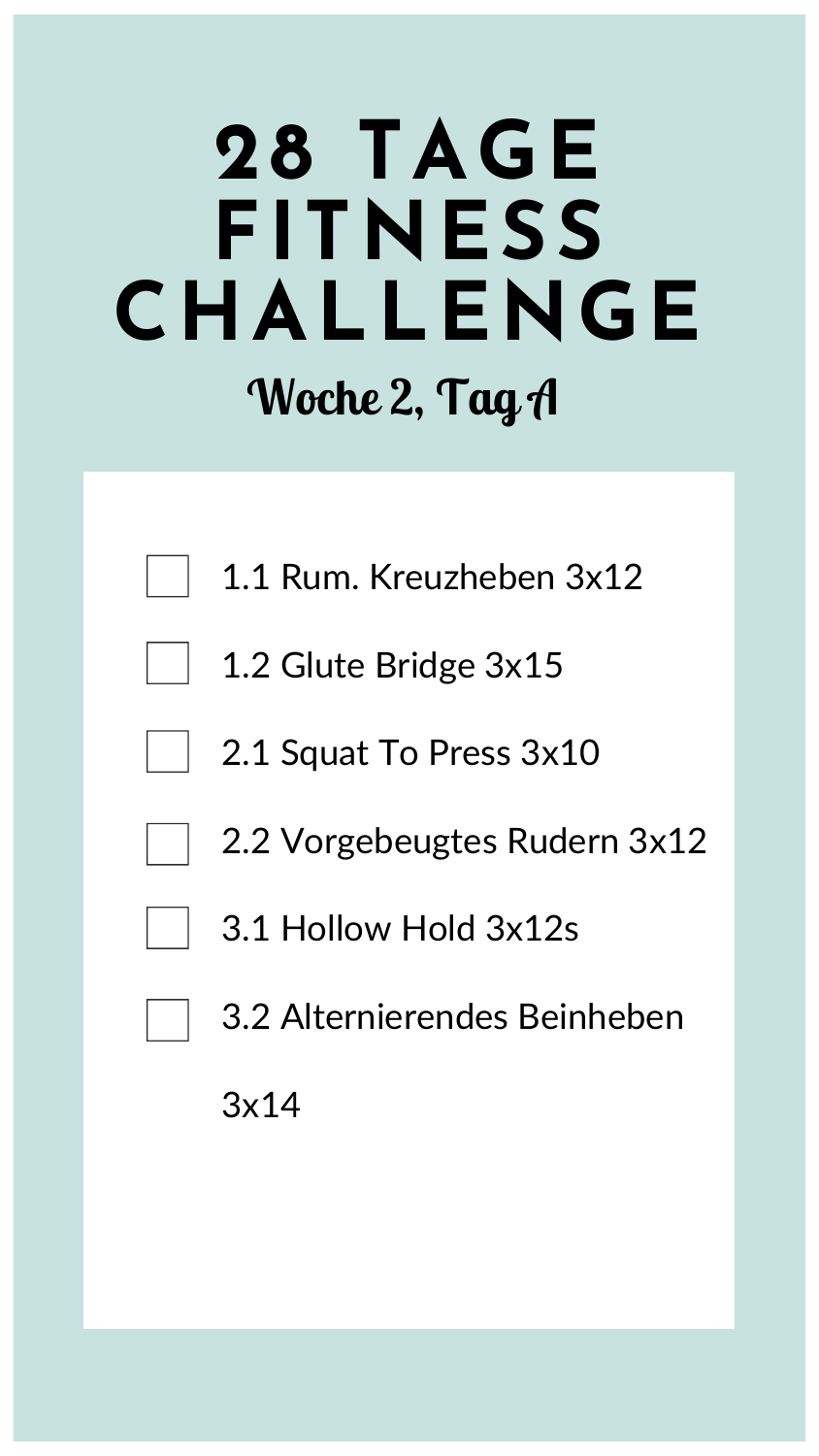# 28 TAGE FITNESS CHALLENGE

## Woche 2, Tag A

- [ ] 1.1 Rum. Kreuzheben 3x12
- [ ] 1.2 Glute Bridge 3x15
- [ ] 2.1 Squat To Press 3x10
- [ ] 2.2 Vorgebeugtes Rudern 3x12
- [ ] 3.1 Hollow Hold 3x12s
- [ ] 3.2 Alternierendes Beinheben 3x14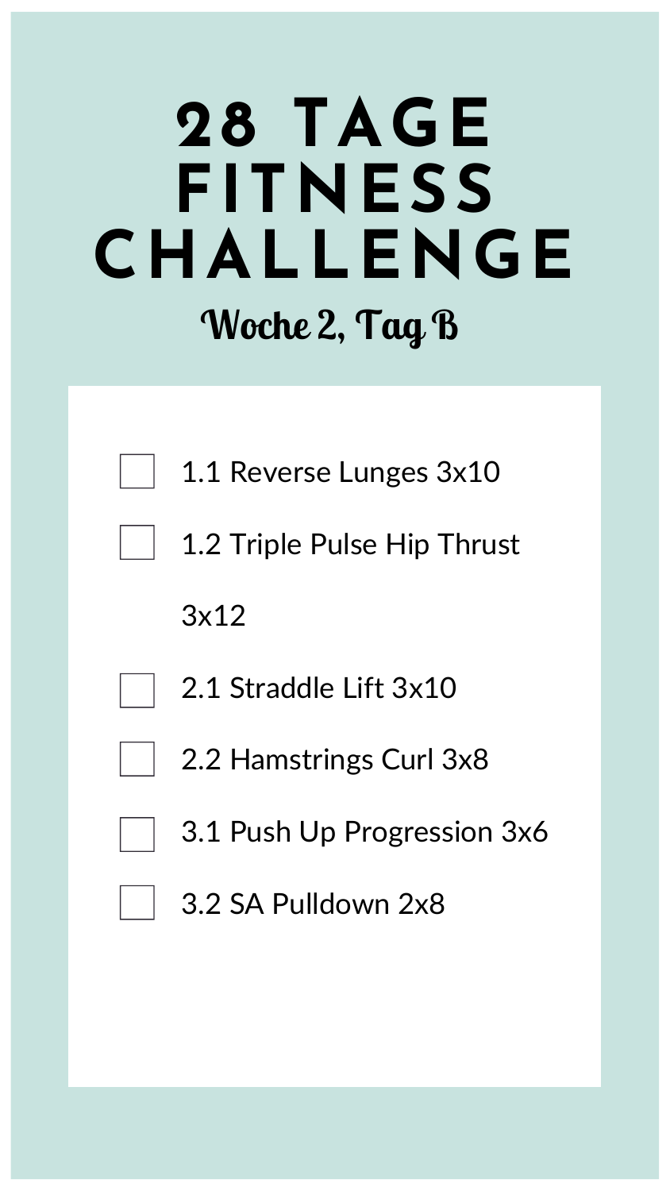# 28 TAGE FITNESS CHALLENGE

## Woche 2, Tag B

- [ ] 1.1 Reverse Lunges 3x10
- [ ] 1.2 Triple Pulse Hip Thrust 3x12
- [ ] 2.1 Straddle Lift 3x10
- [ ] 2.2 Hamstrings Curl 3x8
- [ ] 3.1 Push Up Progression 3x6
- [ ] 3.2 SA Pulldown 2x8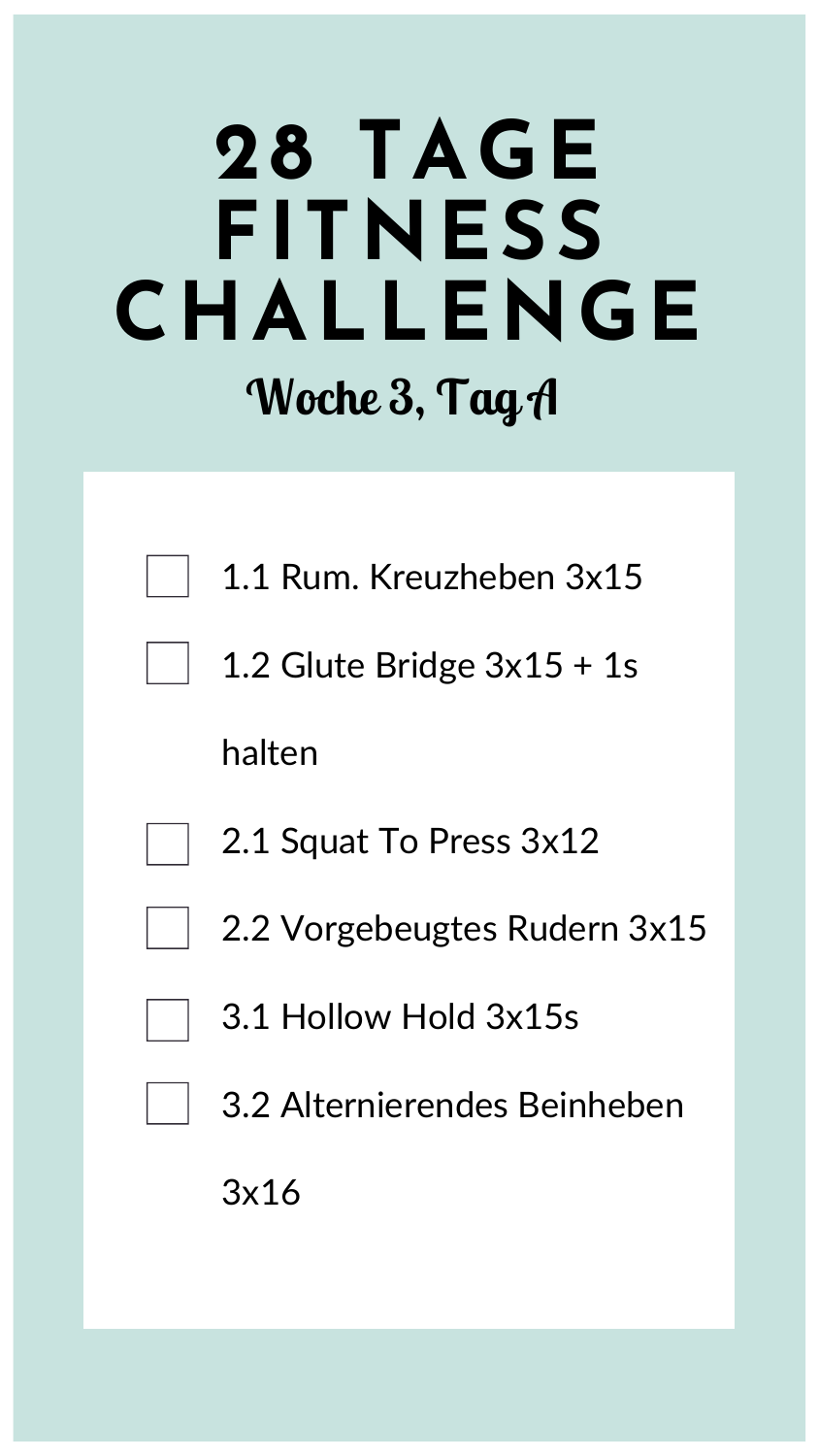# 28 TAGE FITNESS CHALLENGE

## Woche 3, Tag A

- [ ] 1.1 Rum. Kreuzheben 3x15
- [ ] 1.2 Glute Bridge 3x15 + 1s halten
- [ ] 2.1 Squat To Press 3x12
- [ ] 2.2 Vorgebeugtes Rudern 3x15
- [ ] 3.1 Hollow Hold 3x15s
- [ ] 3.2 Alternierendes Beinheben 3x16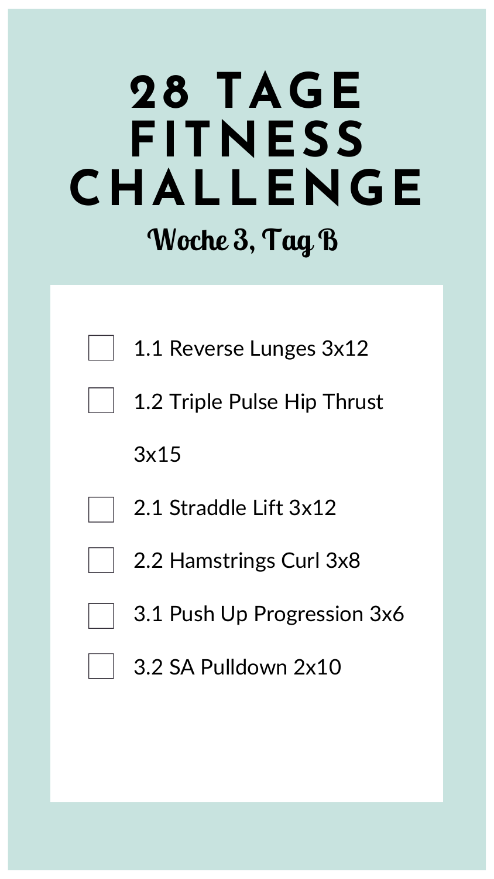# 28 TAGE FITNESS CHALLENGE

## Woche 3, Tag B

- [ ] 1.1 Reverse Lunges 3x12
- [ ] 1.2 Triple Pulse Hip Thrust 3x15
- [ ] 2.1 Straddle Lift 3x12
- [ ] 2.2 Hamstrings Curl 3x8
- [ ] 3.1 Push Up Progression 3x6
- [ ] 3.2 SA Pulldown 2x10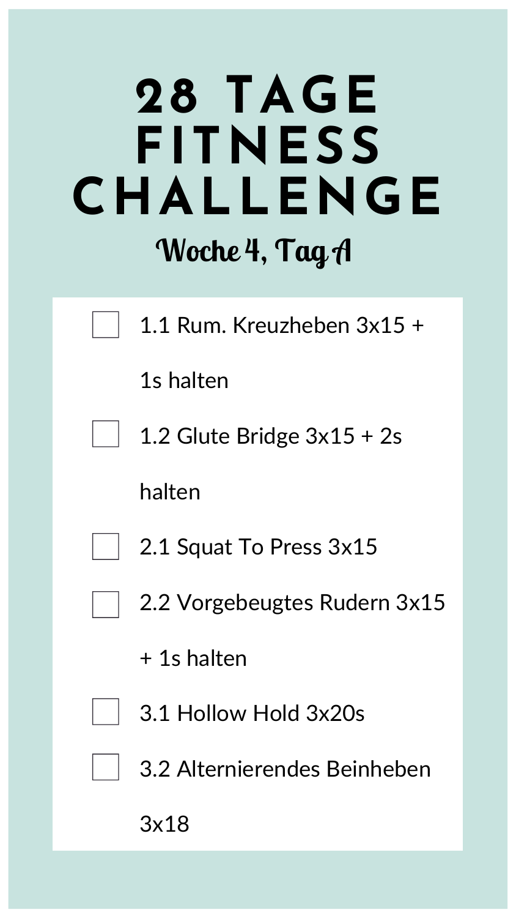# 28 TAGE FITNESS CHALLENGE

## *Woche 4, Tag A*

- [ ] 1.1 Rum. Kreuzheben 3x15 + 1s halten
- [ ] 1.2 Glute Bridge 3x15 + 2s halten
- [ ] 2.1 Squat To Press 3x15
- [ ] 2.2 Vorgebeugtes Rudern 3x15 + 1s halten
- [ ] 3.1 Hollow Hold 3x20s
- [ ] 3.2 Alternierendes Beinheben 3x18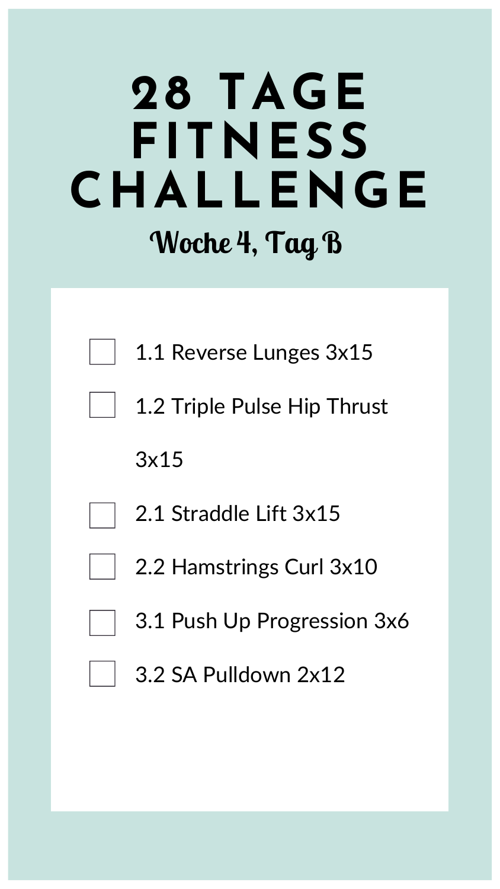# 28 TAGE FITNESS CHALLENGE

## Woche 4, Tag B

- [ ] 1.1 Reverse Lunges 3x15
- [ ] 1.2 Triple Pulse Hip Thrust 3x15
- [ ] 2.1 Straddle Lift 3x15
- [ ] 2.2 Hamstrings Curl 3x10
- [ ] 3.1 Push Up Progression 3x6
- [ ] 3.2 SA Pulldown 2x12